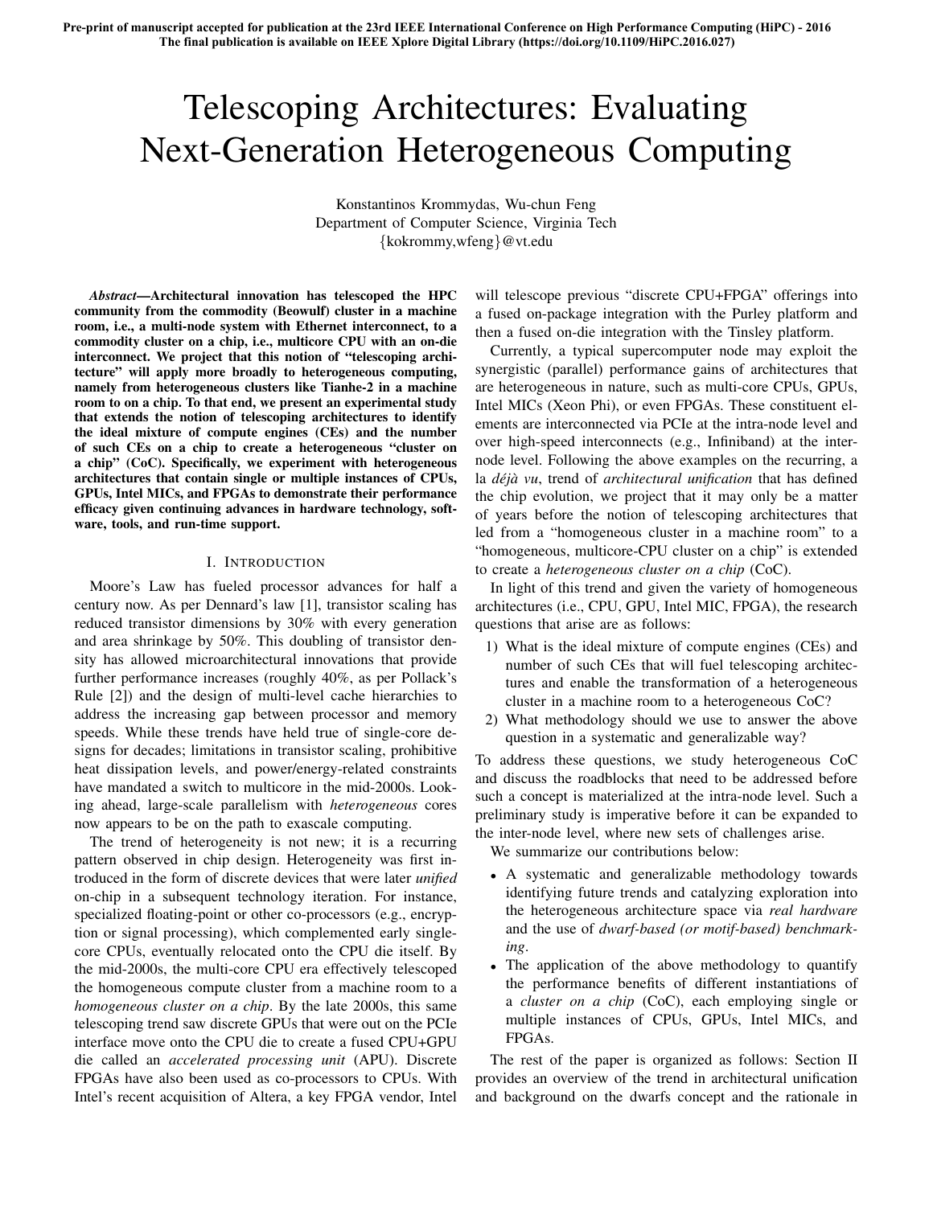Pre-print of manuscript accepted for publication at the 23rd IEEE International Conference on High Performance Computing (HiPC) - 2016
The final publication is available on IEEE Xplore Digital Library (https://doi.org/10.1109/HiPC.2016.027)

# Telescoping Architectures: Evaluating Next-Generation Heterogeneous Computing

Konstantinos Krommydas, Wu-chun Feng
Department of Computer Science, Virginia Tech
{kokrommy,wfeng}@vt.edu

***Abstract*—Architectural innovation has telescoped the HPC community from the commodity (Beowulf) cluster in a machine room, i.e., a multi-node system with Ethernet interconnect, to a commodity cluster on a chip, i.e., multicore CPU with an on-die interconnect. We project that this notion of "telescoping architecture" will apply more broadly to heterogeneous computing, namely from heterogeneous clusters like Tianhe-2 in a machine room to on a chip. To that end, we present an experimental study that extends the notion of telescoping architectures to identify the ideal mixture of compute engines (CEs) and the number of such CEs on a chip to create a heterogeneous "cluster on a chip" (CoC). Specifically, we experiment with heterogeneous architectures that contain single or multiple instances of CPUs, GPUs, Intel MICs, and FPGAs to demonstrate their performance efficacy given continuing advances in hardware technology, software, tools, and run-time support.**

## I. Introduction

Moore's Law has fueled processor advances for half a century now. As per Dennard's law [1], transistor scaling has reduced transistor dimensions by 30% with every generation and area shrinkage by 50%. This doubling of transistor density has allowed microarchitectural innovations that provide further performance increases (roughly 40%, as per Pollack's Rule [2]) and the design of multi-level cache hierarchies to address the increasing gap between processor and memory speeds. While these trends have held true of single-core designs for decades; limitations in transistor scaling, prohibitive heat dissipation levels, and power/energy-related constraints have mandated a switch to multicore in the mid-2000s. Looking ahead, large-scale parallelism with *heterogeneous* cores now appears to be on the path to exascale computing.

The trend of heterogeneity is not new; it is a recurring pattern observed in chip design. Heterogeneity was first introduced in the form of discrete devices that were later *unified* on-chip in a subsequent technology iteration. For instance, specialized floating-point or other co-processors (e.g., encryption or signal processing), which complemented early single-core CPUs, eventually relocated onto the CPU die itself. By the mid-2000s, the multi-core CPU era effectively telescoped the homogeneous compute cluster from a machine room to a *homogeneous cluster on a chip*. By the late 2000s, this same telescoping trend saw discrete GPUs that were out on the PCIe interface move onto the CPU die to create a fused CPU+GPU die called an *accelerated processing unit* (APU). Discrete FPGAs have also been used as co-processors to CPUs. With Intel's recent acquisition of Altera, a key FPGA vendor, Intel will telescope previous "discrete CPU+FPGA" offerings into a fused on-package integration with the Purley platform and then a fused on-die integration with the Tinsley platform.

Currently, a typical supercomputer node may exploit the synergistic (parallel) performance gains of architectures that are heterogeneous in nature, such as multi-core CPUs, GPUs, Intel MICs (Xeon Phi), or even FPGAs. These constituent elements are interconnected via PCIe at the intra-node level and over high-speed interconnects (e.g., Infiniband) at the inter-node level. Following the above examples on the recurring, a la *déjà vu*, trend of *architectural unification* that has defined the chip evolution, we project that it may only be a matter of years before the notion of telescoping architectures that led from a "homogeneous cluster in a machine room" to a "homogeneous, multicore-CPU cluster on a chip" is extended to create a *heterogeneous cluster on a chip* (CoC).

In light of this trend and given the variety of homogeneous architectures (i.e., CPU, GPU, Intel MIC, FPGA), the research questions that arise are as follows:

1) What is the ideal mixture of compute engines (CEs) and number of such CEs that will fuel telescoping architectures and enable the transformation of a heterogeneous cluster in a machine room to a heterogeneous CoC?
2) What methodology should we use to answer the above question in a systematic and generalizable way?

To address these questions, we study heterogeneous CoC and discuss the roadblocks that need to be addressed before such a concept is materialized at the intra-node level. Such a preliminary study is imperative before it can be expanded to the inter-node level, where new sets of challenges arise.

We summarize our contributions below:

- A systematic and generalizable methodology towards identifying future trends and catalyzing exploration into the heterogeneous architecture space via *real hardware* and the use of *dwarf-based (or motif-based) benchmarking*.
- The application of the above methodology to quantify the performance benefits of different instantiations of a *cluster on a chip* (CoC), each employing single or multiple instances of CPUs, GPUs, Intel MICs, and FPGAs.

The rest of the paper is organized as follows: Section II provides an overview of the trend in architectural unification and background on the dwarfs concept and the rationale in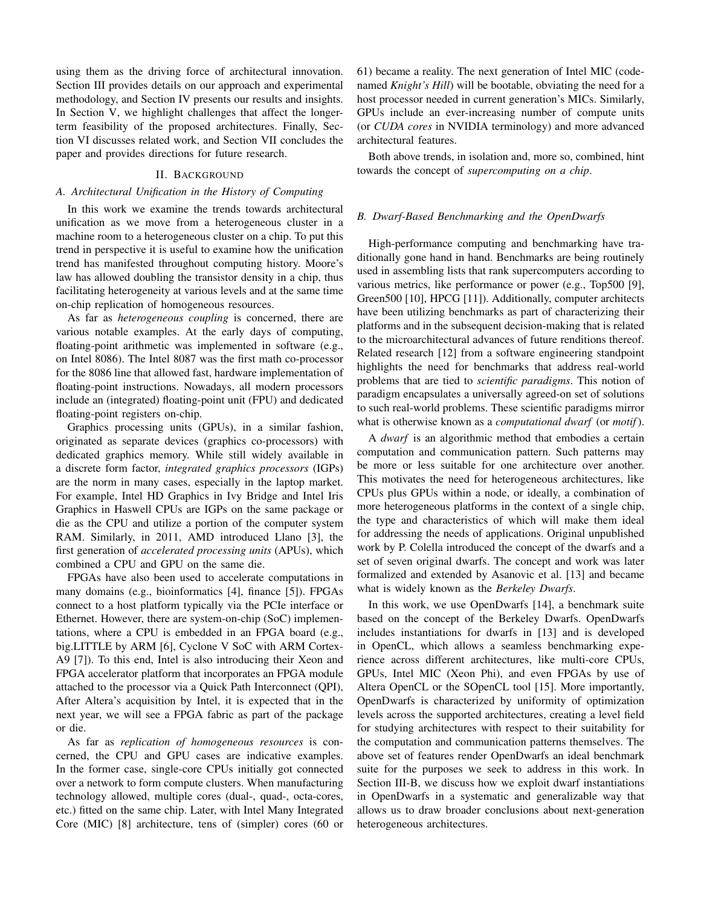using them as the driving force of architectural innovation. Section III provides details on our approach and experimental methodology, and Section IV presents our results and insights. In Section V, we highlight challenges that affect the longer-term feasibility of the proposed architectures. Finally, Section VI discusses related work, and Section VII concludes the paper and provides directions for future research.

## II. Background

### A. Architectural Unification in the History of Computing

In this work we examine the trends towards architectural unification as we move from a heterogeneous cluster in a machine room to a heterogeneous cluster on a chip. To put this trend in perspective it is useful to examine how the unification trend has manifested throughout computing history. Moore's law has allowed doubling the transistor density in a chip, thus facilitating heterogeneity at various levels and at the same time on-chip replication of homogeneous resources.

As far as *heterogeneous coupling* is concerned, there are various notable examples. At the early days of computing, floating-point arithmetic was implemented in software (e.g., on Intel 8086). The Intel 8087 was the first math co-processor for the 8086 line that allowed fast, hardware implementation of floating-point instructions. Nowadays, all modern processors include an (integrated) floating-point unit (FPU) and dedicated floating-point registers on-chip.

Graphics processing units (GPUs), in a similar fashion, originated as separate devices (graphics co-processors) with dedicated graphics memory. While still widely available in a discrete form factor, *integrated graphics processors* (IGPs) are the norm in many cases, especially in the laptop market. For example, Intel HD Graphics in Ivy Bridge and Intel Iris Graphics in Haswell CPUs are IGPs on the same package or die as the CPU and utilize a portion of the computer system RAM. Similarly, in 2011, AMD introduced Llano [3], the first generation of *accelerated processing units* (APUs), which combined a CPU and GPU on the same die.

FPGAs have also been used to accelerate computations in many domains (e.g., bioinformatics [4], finance [5]). FPGAs connect to a host platform typically via the PCIe interface or Ethernet. However, there are system-on-chip (SoC) implementations, where a CPU is embedded in an FPGA board (e.g., big.LITTLE by ARM [6], Cyclone V SoC with ARM Cortex-A9 [7]). To this end, Intel is also introducing their Xeon and FPGA accelerator platform that incorporates an FPGA module attached to the processor via a Quick Path Interconnect (QPI), After Altera's acquisition by Intel, it is expected that in the next year, we will see a FPGA fabric as part of the package or die.

As far as *replication of homogeneous resources* is concerned, the CPU and GPU cases are indicative examples. In the former case, single-core CPUs initially got connected over a network to form compute clusters. When manufacturing technology allowed, multiple cores (dual-, quad-, octa-cores, etc.) fitted on the same chip. Later, with Intel Many Integrated Core (MIC) [8] architecture, tens of (simpler) cores (60 or 61) became a reality. The next generation of Intel MIC (code-named *Knight's Hill*) will be bootable, obviating the need for a host processor needed in current generation's MICs. Similarly, GPUs include an ever-increasing number of compute units (or *CUDA cores* in NVIDIA terminology) and more advanced architectural features.

Both above trends, in isolation and, more so, combined, hint towards the concept of *supercomputing on a chip*.

### B. Dwarf-Based Benchmarking and the OpenDwarfs

High-performance computing and benchmarking have traditionally gone hand in hand. Benchmarks are being routinely used in assembling lists that rank supercomputers according to various metrics, like performance or power (e.g., Top500 [9], Green500 [10], HPCG [11]). Additionally, computer architects have been utilizing benchmarks as part of characterizing their platforms and in the subsequent decision-making that is related to the microarchitectural advances of future renditions thereof. Related research [12] from a software engineering standpoint highlights the need for benchmarks that address real-world problems that are tied to *scientific paradigms*. This notion of paradigm encapsulates a universally agreed-on set of solutions to such real-world problems. These scientific paradigms mirror what is otherwise known as a *computational dwarf* (or *motif*).

A *dwarf* is an algorithmic method that embodies a certain computation and communication pattern. Such patterns may be more or less suitable for one architecture over another. This motivates the need for heterogeneous architectures, like CPUs plus GPUs within a node, or ideally, a combination of more heterogeneous platforms in the context of a single chip, the type and characteristics of which will make them ideal for addressing the needs of applications. Original unpublished work by P. Colella introduced the concept of the dwarfs and a set of seven original dwarfs. The concept and work was later formalized and extended by Asanovic et al. [13] and became what is widely known as the *Berkeley Dwarfs*.

In this work, we use OpenDwarfs [14], a benchmark suite based on the concept of the Berkeley Dwarfs. OpenDwarfs includes instantiations for dwarfs in [13] and is developed in OpenCL, which allows a seamless benchmarking experience across different architectures, like multi-core CPUs, GPUs, Intel MIC (Xeon Phi), and even FPGAs by use of Altera OpenCL or the SOpenCL tool [15]. More importantly, OpenDwarfs is characterized by uniformity of optimization levels across the supported architectures, creating a level field for studying architectures with respect to their suitability for the computation and communication patterns themselves. The above set of features render OpenDwarfs an ideal benchmark suite for the purposes we seek to address in this work. In Section III-B, we discuss how we exploit dwarf instantiations in OpenDwarfs in a systematic and generalizable way that allows us to draw broader conclusions about next-generation heterogeneous architectures.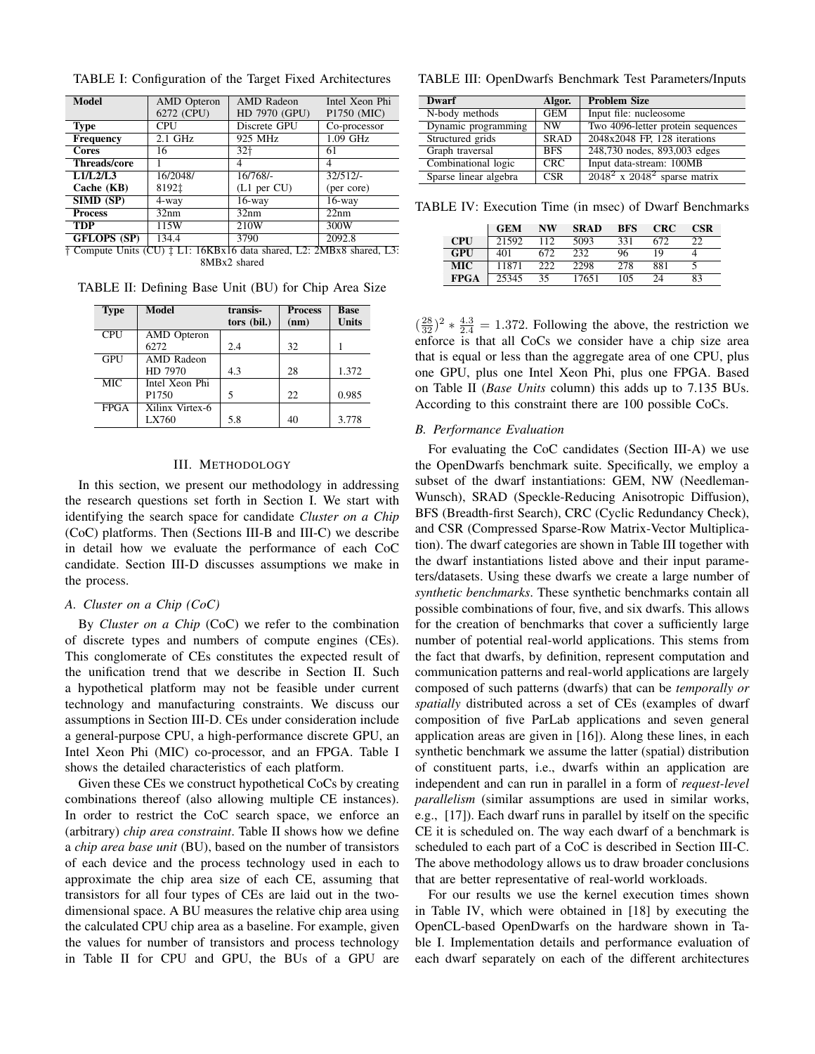TABLE I: Configuration of the Target Fixed Architectures

| Model | AMD Opteron 6272 (CPU) | AMD Radeon HD 7970 (GPU) | Intel Xeon Phi P1750 (MIC) |
|---|---|---|---|
| Type | CPU | Discrete GPU | Co-processor |
| Frequency | 2.1 GHz | 925 MHz | 1.09 GHz |
| Cores | 16 | 32† | 61 |
| Threads/core | 1 | 4 | 4 |
| L1/L2/L3 Cache (KB) | 16/2048/ 8192‡ | 16/768/- (L1 per CU) | 32/512/- (per core) |
| SIMD (SP) | 4-way | 16-way | 16-way |
| Process | 32nm | 32nm | 22nm |
| TDP | 115W | 210W | 300W |
| GFLOPS (SP) | 134.4 | 3790 | 2092.8 |

† Compute Units (CU) ‡ L1: 16KBx16 data shared, L2: 2MBx8 shared, L3: 8MBx2 shared

TABLE II: Defining Base Unit (BU) for Chip Area Size

| Type | Model | transis-tors (bil.) | Process (nm) | Base Units |
|---|---|---|---|---|
| CPU | AMD Opteron 6272 | 2.4 | 32 | 1 |
| GPU | AMD Radeon HD 7970 | 4.3 | 28 | 1.372 |
| MIC | Intel Xeon Phi P1750 | 5 | 22 | 0.985 |
| FPGA | Xilinx Virtex-6 LX760 | 5.8 | 40 | 3.778 |

## III. Methodology

In this section, we present our methodology in addressing the research questions set forth in Section I. We start with identifying the search space for candidate *Cluster on a Chip* (CoC) platforms. Then (Sections III-B and III-C) we describe in detail how we evaluate the performance of each CoC candidate. Section III-D discusses assumptions we make in the process.

### A. Cluster on a Chip (CoC)

By *Cluster on a Chip* (CoC) we refer to the combination of discrete types and numbers of compute engines (CEs). This conglomerate of CEs constitutes the expected result of the unification trend that we describe in Section II. Such a hypothetical platform may not be feasible under current technology and manufacturing constraints. We discuss our assumptions in Section III-D. CEs under consideration include a general-purpose CPU, a high-performance discrete GPU, an Intel Xeon Phi (MIC) co-processor, and an FPGA. Table I shows the detailed characteristics of each platform.

Given these CEs we construct hypothetical CoCs by creating combinations thereof (also allowing multiple CE instances). In order to restrict the CoC search space, we enforce an (arbitrary) *chip area constraint*. Table II shows how we define a *chip area base unit* (BU), based on the number of transistors of each device and the process technology used in each to approximate the chip area size of each CE, assuming that transistors for all four types of CEs are laid out in the two-dimensional space. A BU measures the relative chip area using the calculated CPU chip area as a baseline. For example, given the values for number of transistors and process technology in Table II for CPU and GPU, the BUs of a GPU are $(\frac{28}{32})^2 * \frac{4.3}{2.4} = 1.372$. Following the above, the restriction we enforce is that all CoCs we consider have a chip size area that is equal or less than the aggregate area of one CPU, plus one GPU, plus one Intel Xeon Phi, plus one FPGA. Based on Table II (*Base Units* column) this adds up to 7.135 BUs. According to this constraint there are 100 possible CoCs.

TABLE III: OpenDwarfs Benchmark Test Parameters/Inputs

| Dwarf | Algor. | Problem Size |
|---|---|---|
| N-body methods | GEM | Input file: nucleosome |
| Dynamic programming | NW | Two 4096-letter protein sequences |
| Structured grids | SRAD | 2048x2048 FP, 128 iterations |
| Graph traversal | BFS | 248,730 nodes, 893,003 edges |
| Combinational logic | CRC | Input data-stream: 100MB |
| Sparse linear algebra | CSR | $2048^2$ x $2048^2$ sparse matrix |

TABLE IV: Execution Time (in msec) of Dwarf Benchmarks

| | GEM | NW | SRAD | BFS | CRC | CSR |
|---|---|---|---|---|---|---|
| CPU | 21592 | 112 | 5093 | 331 | 672 | 22 |
| GPU | 401 | 672 | 232 | 96 | 19 | 4 |
| MIC | 11871 | 222 | 2298 | 278 | 881 | 5 |
| FPGA | 25345 | 35 | 17651 | 105 | 24 | 83 |

### B. Performance Evaluation

For evaluating the CoC candidates (Section III-A) we use the OpenDwarfs benchmark suite. Specifically, we employ a subset of the dwarf instantiations: GEM, NW (Needleman-Wunsch), SRAD (Speckle-Reducing Anisotropic Diffusion), BFS (Breadth-first Search), CRC (Cyclic Redundancy Check), and CSR (Compressed Sparse-Row Matrix-Vector Multiplication). The dwarf categories are shown in Table III together with the dwarf instantiations listed above and their input parameters/datasets. Using these dwarfs we create a large number of *synthetic benchmarks*. These synthetic benchmarks contain all possible combinations of four, five, and six dwarfs. This allows for the creation of benchmarks that cover a sufficiently large number of potential real-world applications. This stems from the fact that dwarfs, by definition, represent computation and communication patterns and real-world applications are largely composed of such patterns (dwarfs) that can be *temporally or spatially* distributed across a set of CEs (examples of dwarf composition of five ParLab applications and seven general application areas are given in [16]). Along these lines, in each synthetic benchmark we assume the latter (spatial) distribution of constituent parts, i.e., dwarfs within an application are independent and can run in parallel in a form of *request-level parallelism* (similar assumptions are used in similar works, e.g., [17]). Each dwarf runs in parallel by itself on the specific CE it is scheduled on. The way each dwarf of a benchmark is scheduled to each part of a CoC is described in Section III-C. The above methodology allows us to draw broader conclusions that are better representative of real-world workloads.

For our results we use the kernel execution times shown in Table IV, which were obtained in [18] by executing the OpenCL-based OpenDwarfs on the hardware shown in Table I. Implementation details and performance evaluation of each dwarf separately on each of the different architectures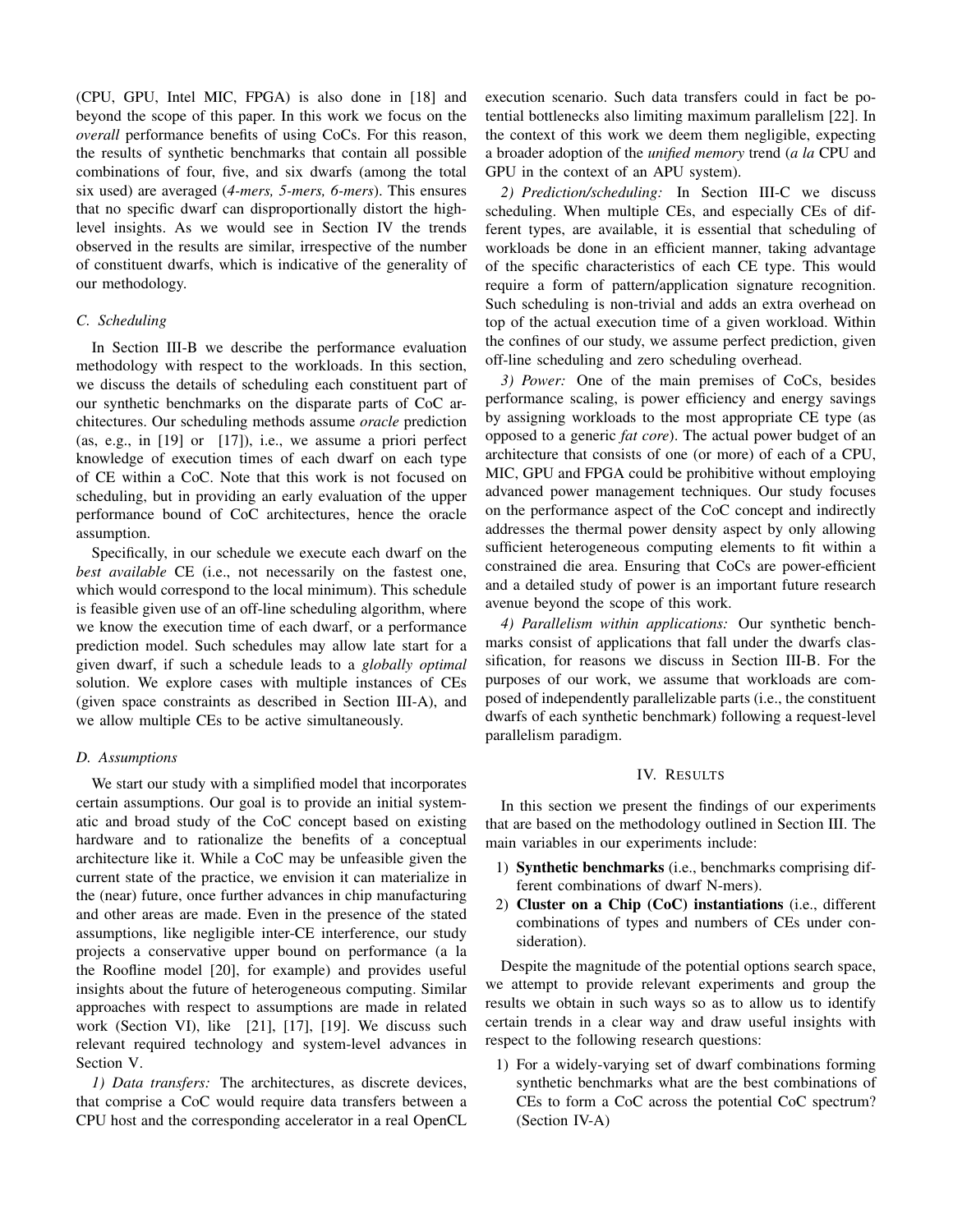(CPU, GPU, Intel MIC, FPGA) is also done in [18] and beyond the scope of this paper. In this work we focus on the *overall* performance benefits of using CoCs. For this reason, the results of synthetic benchmarks that contain all possible combinations of four, five, and six dwarfs (among the total six used) are averaged (*4-mers, 5-mers, 6-mers*). This ensures that no specific dwarf can disproportionally distort the high-level insights. As we would see in Section IV the trends observed in the results are similar, irrespective of the number of constituent dwarfs, which is indicative of the generality of our methodology.

### C. Scheduling

In Section III-B we describe the performance evaluation methodology with respect to the workloads. In this section, we discuss the details of scheduling each constituent part of our synthetic benchmarks on the disparate parts of CoC architectures. Our scheduling methods assume *oracle* prediction (as, e.g., in [19] or [17]), i.e., we assume a priori perfect knowledge of execution times of each dwarf on each type of CE within a CoC. Note that this work is not focused on scheduling, but in providing an early evaluation of the upper performance bound of CoC architectures, hence the oracle assumption.

Specifically, in our schedule we execute each dwarf on the *best available* CE (i.e., not necessarily on the fastest one, which would correspond to the local minimum). This schedule is feasible given use of an off-line scheduling algorithm, where we know the execution time of each dwarf, or a performance prediction model. Such schedules may allow late start for a given dwarf, if such a schedule leads to a *globally optimal* solution. We explore cases with multiple instances of CEs (given space constraints as described in Section III-A), and we allow multiple CEs to be active simultaneously.

### D. Assumptions

We start our study with a simplified model that incorporates certain assumptions. Our goal is to provide an initial systematic and broad study of the CoC concept based on existing hardware and to rationalize the benefits of a conceptual architecture like it. While a CoC may be unfeasible given the current state of the practice, we envision it can materialize in the (near) future, once further advances in chip manufacturing and other areas are made. Even in the presence of the stated assumptions, like negligible inter-CE interference, our study projects a conservative upper bound on performance (a la the Roofline model [20], for example) and provides useful insights about the future of heterogeneous computing. Similar approaches with respect to assumptions are made in related work (Section VI), like [21], [17], [19]. We discuss such relevant required technology and system-level advances in Section V.

*1) Data transfers:* The architectures, as discrete devices, that comprise a CoC would require data transfers between a CPU host and the corresponding accelerator in a real OpenCL execution scenario. Such data transfers could in fact be potential bottlenecks also limiting maximum parallelism [22]. In the context of this work we deem them negligible, expecting a broader adoption of the *unified memory* trend (*a la* CPU and GPU in the context of an APU system).

*2) Prediction/scheduling:* In Section III-C we discuss scheduling. When multiple CEs, and especially CEs of different types, are available, it is essential that scheduling of workloads be done in an efficient manner, taking advantage of the specific characteristics of each CE type. This would require a form of pattern/application signature recognition. Such scheduling is non-trivial and adds an extra overhead on top of the actual execution time of a given workload. Within the confines of our study, we assume perfect prediction, given off-line scheduling and zero scheduling overhead.

*3) Power:* One of the main premises of CoCs, besides performance scaling, is power efficiency and energy savings by assigning workloads to the most appropriate CE type (as opposed to a generic *fat core*). The actual power budget of an architecture that consists of one (or more) of each of a CPU, MIC, GPU and FPGA could be prohibitive without employing advanced power management techniques. Our study focuses on the performance aspect of the CoC concept and indirectly addresses the thermal power density aspect by only allowing sufficient heterogeneous computing elements to fit within a constrained die area. Ensuring that CoCs are power-efficient and a detailed study of power is an important future research avenue beyond the scope of this work.

*4) Parallelism within applications:* Our synthetic benchmarks consist of applications that fall under the dwarfs classification, for reasons we discuss in Section III-B. For the purposes of our work, we assume that workloads are composed of independently parallelizable parts (i.e., the constituent dwarfs of each synthetic benchmark) following a request-level parallelism paradigm.

## IV. Results

In this section we present the findings of our experiments that are based on the methodology outlined in Section III. The main variables in our experiments include:

1) **Synthetic benchmarks** (i.e., benchmarks comprising different combinations of dwarf N-mers).
2) **Cluster on a Chip (CoC) instantiations** (i.e., different combinations of types and numbers of CEs under consideration).

Despite the magnitude of the potential options search space, we attempt to provide relevant experiments and group the results we obtain in such ways so as to allow us to identify certain trends in a clear way and draw useful insights with respect to the following research questions:

1) For a widely-varying set of dwarf combinations forming synthetic benchmarks what are the best combinations of CEs to form a CoC across the potential CoC spectrum? (Section IV-A)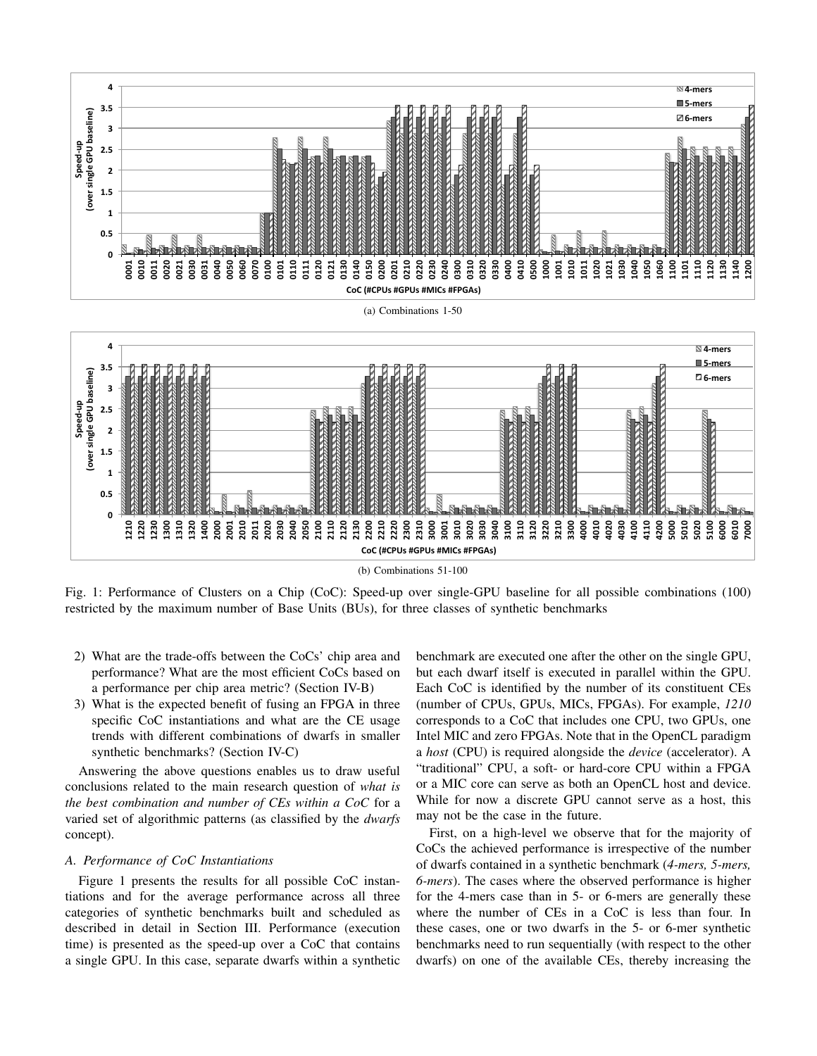(a) Combinations 1-50

(b) Combinations 51-100

Fig. 1: Performance of Clusters on a Chip (CoC): Speed-up over single-GPU baseline for all possible combinations (100) restricted by the maximum number of Base Units (BUs), for three classes of synthetic benchmarks

2) What are the trade-offs between the CoCs' chip area and performance? What are the most efficient CoCs based on a performance per chip area metric? (Section IV-B)
3) What is the expected benefit of fusing an FPGA in three specific CoC instantiations and what are the CE usage trends with different combinations of dwarfs in smaller synthetic benchmarks? (Section IV-C)

Answering the above questions enables us to draw useful conclusions related to the main research question of *what is the best combination and number of CEs within a CoC* for a varied set of algorithmic patterns (as classified by the *dwarfs* concept).

### A. Performance of CoC Instantiations

Figure 1 presents the results for all possible CoC instantiations and for the average performance across all three categories of synthetic benchmarks built and scheduled as described in detail in Section III. Performance (execution time) is presented as the speed-up over a CoC that contains a single GPU. In this case, separate dwarfs within a synthetic benchmark are executed one after the other on the single GPU, but each dwarf itself is executed in parallel within the GPU. Each CoC is identified by the number of its constituent CEs (number of CPUs, GPUs, MICs, FPGAs). For example, *1210* corresponds to a CoC that includes one CPU, two GPUs, one Intel MIC and zero FPGAs. Note that in the OpenCL paradigm a *host* (CPU) is required alongside the *device* (accelerator). A "traditional" CPU, a soft- or hard-core CPU within a FPGA or a MIC core can serve as both an OpenCL host and device. While for now a discrete GPU cannot serve as a host, this may not be the case in the future.

First, on a high-level we observe that for the majority of CoCs the achieved performance is irrespective of the number of dwarfs contained in a synthetic benchmark (*4-mers, 5-mers, 6-mers*). The cases where the observed performance is higher for the 4-mers case than in 5- or 6-mers are generally these where the number of CEs in a CoC is less than four. In these cases, one or two dwarfs in the 5- or 6-mer synthetic benchmarks need to run sequentially (with respect to the other dwarfs) on one of the available CEs, thereby increasing the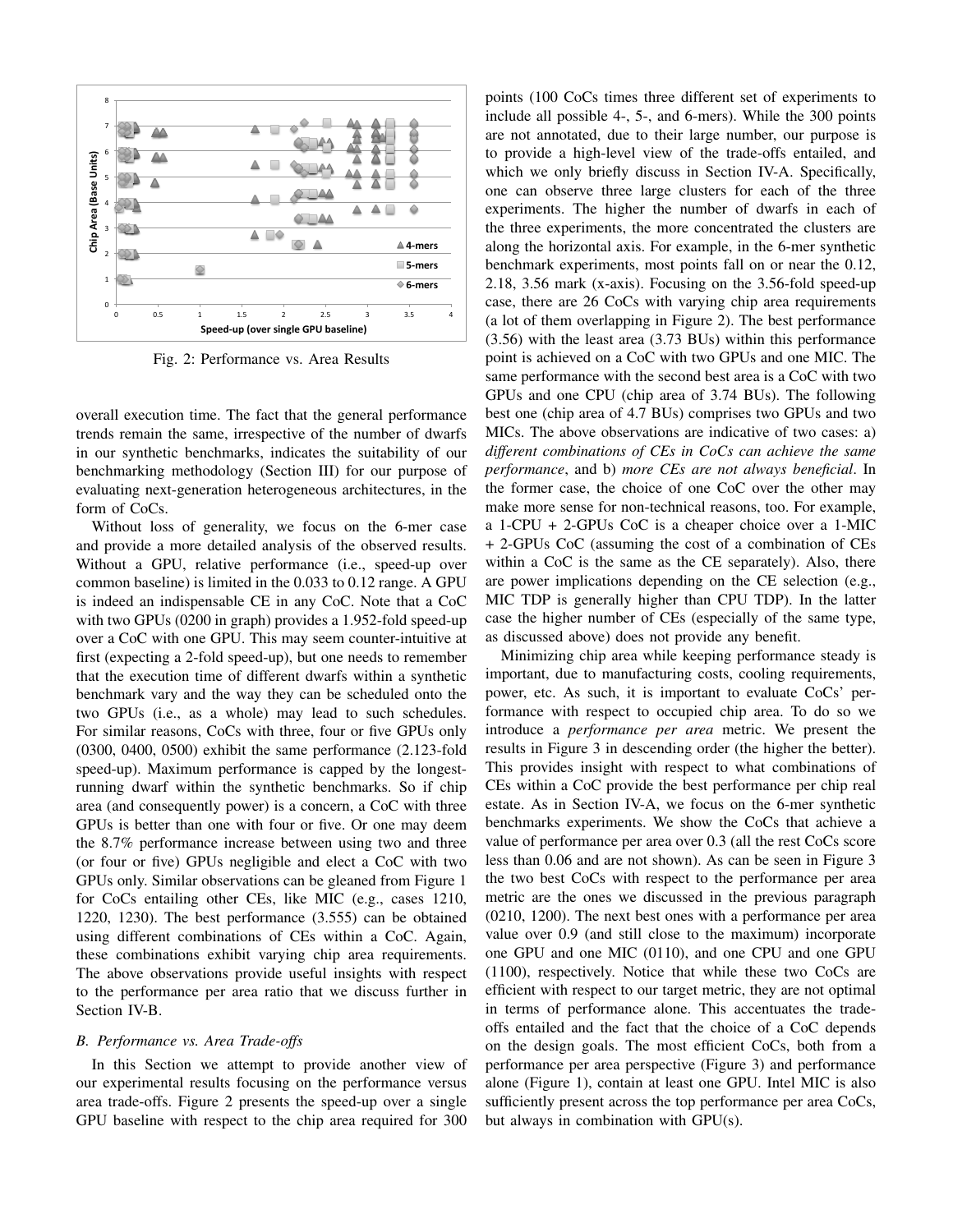Fig. 2: Performance vs. Area Results

overall execution time. The fact that the general performance trends remain the same, irrespective of the number of dwarfs in our synthetic benchmarks, indicates the suitability of our benchmarking methodology (Section III) for our purpose of evaluating next-generation heterogeneous architectures, in the form of CoCs.

Without loss of generality, we focus on the 6-mer case and provide a more detailed analysis of the observed results. Without a GPU, relative performance (i.e., speed-up over common baseline) is limited in the 0.033 to 0.12 range. A GPU is indeed an indispensable CE in any CoC. Note that a CoC with two GPUs (0200 in graph) provides a 1.952-fold speed-up over a CoC with one GPU. This may seem counter-intuitive at first (expecting a 2-fold speed-up), but one needs to remember that the execution time of different dwarfs within a synthetic benchmark vary and the way they can be scheduled onto the two GPUs (i.e., as a whole) may lead to such schedules. For similar reasons, CoCs with three, four or five GPUs only (0300, 0400, 0500) exhibit the same performance (2.123-fold speed-up). Maximum performance is capped by the longest-running dwarf within the synthetic benchmarks. So if chip area (and consequently power) is a concern, a CoC with three GPUs is better than one with four or five. Or one may deem the 8.7% performance increase between using two and three (or four or five) GPUs negligible and elect a CoC with two GPUs only. Similar observations can be gleaned from Figure 1 for CoCs entailing other CEs, like MIC (e.g., cases 1210, 1220, 1230). The best performance (3.555) can be obtained using different combinations of CEs within a CoC. Again, these combinations exhibit varying chip area requirements. The above observations provide useful insights with respect to the performance per area ratio that we discuss further in Section IV-B.

### B. Performance vs. Area Trade-offs

In this Section we attempt to provide another view of our experimental results focusing on the performance versus area trade-offs. Figure 2 presents the speed-up over a single GPU baseline with respect to the chip area required for 300 points (100 CoCs times three different set of experiments to include all possible 4-, 5-, and 6-mers). While the 300 points are not annotated, due to their large number, our purpose is to provide a high-level view of the trade-offs entailed, and which we only briefly discuss in Section IV-A. Specifically, one can observe three large clusters for each of the three experiments. The higher the number of dwarfs in each of the three experiments, the more concentrated the clusters are along the horizontal axis. For example, in the 6-mer synthetic benchmark experiments, most points fall on or near the 0.12, 2.18, 3.56 mark (x-axis). Focusing on the 3.56-fold speed-up case, there are 26 CoCs with varying chip area requirements (a lot of them overlapping in Figure 2). The best performance (3.56) with the least area (3.73 BUs) within this performance point is achieved on a CoC with two GPUs and one MIC. The same performance with the second best area is a CoC with two GPUs and one CPU (chip area of 3.74 BUs). The following best one (chip area of 4.7 BUs) comprises two GPUs and two MICs. The above observations are indicative of two cases: a) *different combinations of CEs in CoCs can achieve the same performance*, and b) *more CEs are not always beneficial*. In the former case, the choice of one CoC over the other may make more sense for non-technical reasons, too. For example, a 1-CPU + 2-GPUs CoC is a cheaper choice over a 1-MIC + 2-GPUs CoC (assuming the cost of a combination of CEs within a CoC is the same as the CE separately). Also, there are power implications depending on the CE selection (e.g., MIC TDP is generally higher than CPU TDP). In the latter case the higher number of CEs (especially of the same type, as discussed above) does not provide any benefit.

Minimizing chip area while keeping performance steady is important, due to manufacturing costs, cooling requirements, power, etc. As such, it is important to evaluate CoCs' performance with respect to occupied chip area. To do so we introduce a *performance per area* metric. We present the results in Figure 3 in descending order (the higher the better). This provides insight with respect to what combinations of CEs within a CoC provide the best performance per chip real estate. As in Section IV-A, we focus on the 6-mer synthetic benchmarks experiments. We show the CoCs that achieve a value of performance per area over 0.3 (all the rest CoCs score less than 0.06 and are not shown). As can be seen in Figure 3 the two best CoCs with respect to the performance per area metric are the ones we discussed in the previous paragraph (0210, 1200). The next best ones with a performance per area value over 0.9 (and still close to the maximum) incorporate one GPU and one MIC (0110), and one CPU and one GPU (1100), respectively. Notice that while these two CoCs are efficient with respect to our target metric, they are not optimal in terms of performance alone. This accentuates the trade-offs entailed and the fact that the choice of a CoC depends on the design goals. The most efficient CoCs, both from a performance per area perspective (Figure 3) and performance alone (Figure 1), contain at least one GPU. Intel MIC is also sufficiently present across the top performance per area CoCs, but always in combination with GPU(s).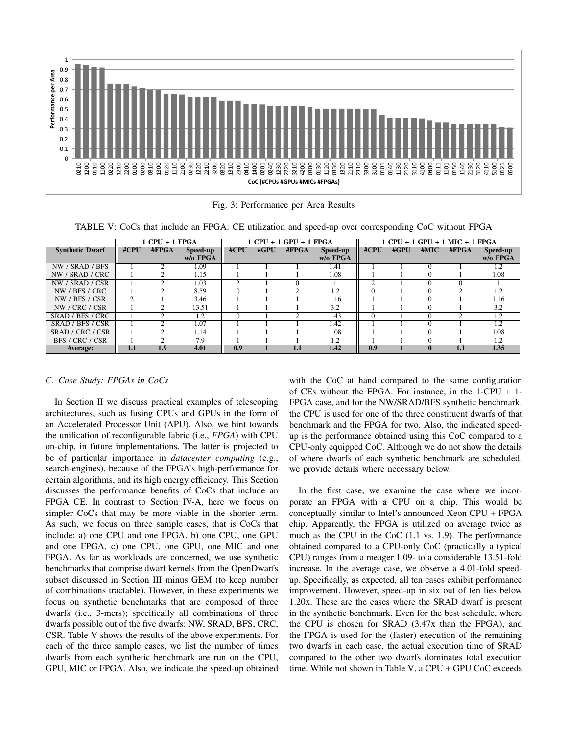Fig. 3: Performance per Area Results

TABLE V: CoCs that include an FPGA: CE utilization and speed-up over corresponding CoC without FPGA

| | 1 CPU + 1 FPGA | | | 1 CPU + 1 GPU + 1 FPGA | | | | 1 CPU + 1 GPU + 1 MIC + 1 FPGA | | | | |
|---|---|---|---|---|---|---|---|---|---|---|---|---|
| **Synthetic Dwarf** | **#CPU** | **#FPGA** | **Speed-up w/o FPGA** | **#CPU** | **#GPU** | **#FPGA** | **Speed-up w/o FPGA** | **#CPU** | **#GPU** | **#MIC** | **#FPGA** | **Speed-up w/o FPGA** |
| NW / SRAD / BFS | 1 | 2 | 1.09 | 1 | 1 | 1 | 1.41 | 1 | 1 | 0 | 1 | 1.2 |
| NW / SRAD / CRC | 1 | 2 | 1.15 | 1 | 1 | 1 | 1.08 | 1 | 1 | 0 | 1 | 1.08 |
| NW / SRAD / CSR | 1 | 2 | 1.03 | 2 | 1 | 0 | 1 | 2 | 1 | 0 | 0 | 1 |
| NW / BFS / CRC | 1 | 2 | 8.59 | 0 | 1 | 2 | 1.2 | 0 | 1 | 0 | 2 | 1.2 |
| NW / BFS / CSR | 2 | 1 | 3.46 | 1 | 1 | 1 | 1.16 | 1 | 1 | 0 | 1 | 1.16 |
| NW / CRC / CSR | 1 | 2 | 13.51 | 1 | 1 | 1 | 3.2 | 1 | 1 | 0 | 1 | 3.2 |
| SRAD / BFS / CRC | 1 | 2 | 1.2 | 0 | 1 | 2 | 1.43 | 0 | 1 | 0 | 2 | 1.2 |
| SRAD / BFS / CSR | 1 | 2 | 1.07 | 1 | 1 | 1 | 1.42 | 1 | 1 | 0 | 1 | 1.2 |
| SRAD / CRC / CSR | 1 | 2 | 1.14 | 1 | 1 | 1 | 1.08 | 1 | 1 | 0 | 1 | 1.08 |
| BFS / CRC / CSR | 1 | 2 | 7.9 | 1 | 1 | 1 | 1.2 | 1 | 1 | 0 | 1 | 1.2 |
| **Average:** | **1.1** | **1.9** | **4.01** | **0.9** | **1** | **1.1** | **1.42** | **0.9** | **1** | **0** | **1.1** | **1.35** |

### C. Case Study: FPGAs in CoCs

In Section II we discuss practical examples of telescoping architectures, such as fusing CPUs and GPUs in the form of an Accelerated Processor Unit (APU). Also, we hint towards the unification of reconfigurable fabric (i.e., *FPGA*) with CPU on-chip, in future implementations. The latter is projected to be of particular importance in *datacenter computing* (e.g., search-engines), because of the FPGA's high-performance for certain algorithms, and its high energy efficiency. This Section discusses the performance benefits of CoCs that include an FPGA CE. In contrast to Section IV-A, here we focus on simpler CoCs that may be more viable in the shorter term. As such, we focus on three sample cases, that is CoCs that include: a) one CPU and one FPGA, b) one CPU, one GPU and one FPGA, c) one CPU, one GPU, one MIC and one FPGA. As far as workloads are concerned, we use synthetic benchmarks that comprise dwarf kernels from the OpenDwarfs subset discussed in Section III minus GEM (to keep number of combinations tractable). However, in these experiments we focus on synthetic benchmarks that are composed of three dwarfs (i.e., 3-mers); specifically all combinations of three dwarfs possible out of the five dwarfs: NW, SRAD, BFS, CRC, CSR. Table V shows the results of the above experiments. For each of the three sample cases, we list the number of times dwarfs from each synthetic benchmark are run on the CPU, GPU, MIC or FPGA. Also, we indicate the speed-up obtained with the CoC at hand compared to the same configuration of CEs without the FPGA. For instance, in the 1-CPU + 1-FPGA case, and for the NW/SRAD/BFS synthetic benchmark, the CPU is used for one of the three constituent dwarfs of that benchmark and the FPGA for two. Also, the indicated speed-up is the performance obtained using this CoC compared to a CPU-only equipped CoC. Although we do not show the details of where dwarfs of each synthetic benchmark are scheduled, we provide details where necessary below.

In the first case, we examine the case where we incorporate an FPGA with a CPU on a chip. This would be conceptually similar to Intel's announced Xeon CPU + FPGA chip. Apparently, the FPGA is utilized on average twice as much as the CPU in the CoC (1.1 vs. 1.9). The performance obtained compared to a CPU-only CoC (practically a typical CPU) ranges from a meager 1.09- to a considerable 13.51-fold increase. In the average case, we observe a 4.01-fold speed-up. Specifically, as expected, all ten cases exhibit performance improvement. However, speed-up in six out of ten lies below 1.20x. These are the cases where the SRAD dwarf is present in the synthetic benchmark. Even for the best schedule, where the CPU is chosen for SRAD (3.47x than the FPGA), and the FPGA is used for the (faster) execution of the remaining two dwarfs in each case, the actual execution time of SRAD compared to the other two dwarfs dominates total execution time. While not shown in Table V, a CPU + GPU CoC exceeds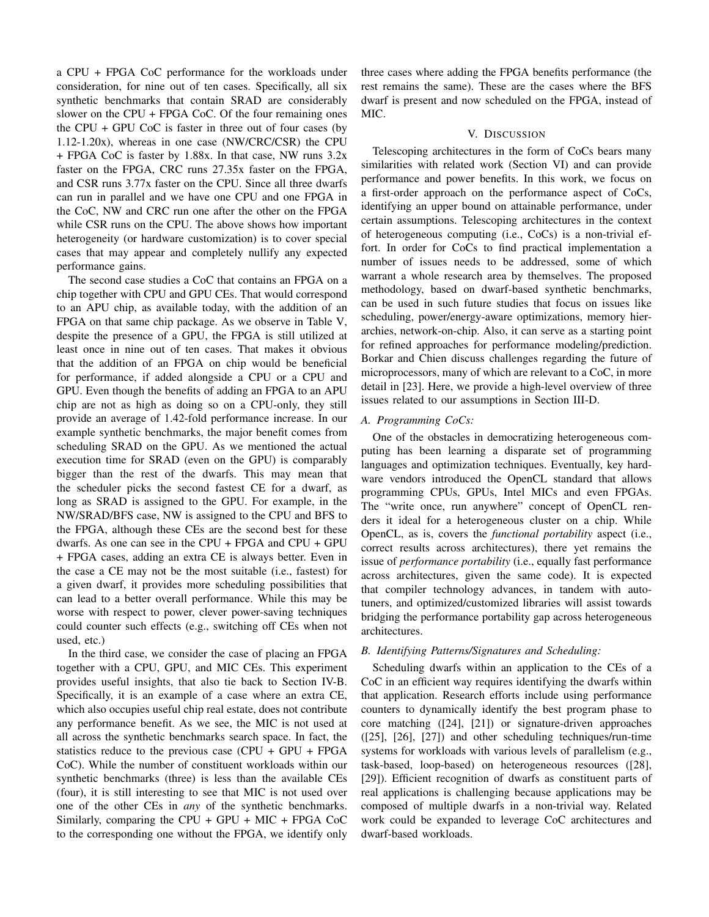a CPU + FPGA CoC performance for the workloads under consideration, for nine out of ten cases. Specifically, all six synthetic benchmarks that contain SRAD are considerably slower on the CPU + FPGA CoC. Of the four remaining ones the CPU + GPU CoC is faster in three out of four cases (by 1.12-1.20x), whereas in one case (NW/CRC/CSR) the CPU + FPGA CoC is faster by 1.88x. In that case, NW runs 3.2x faster on the FPGA, CRC runs 27.35x faster on the FPGA, and CSR runs 3.77x faster on the CPU. Since all three dwarfs can run in parallel and we have one CPU and one FPGA in the CoC, NW and CRC run one after the other on the FPGA while CSR runs on the CPU. The above shows how important heterogeneity (or hardware customization) is to cover special cases that may appear and completely nullify any expected performance gains.

The second case studies a CoC that contains an FPGA on a chip together with CPU and GPU CEs. That would correspond to an APU chip, as available today, with the addition of an FPGA on that same chip package. As we observe in Table V, despite the presence of a GPU, the FPGA is still utilized at least once in nine out of ten cases. That makes it obvious that the addition of an FPGA on chip would be beneficial for performance, if added alongside a CPU or a CPU and GPU. Even though the benefits of adding an FPGA to an APU chip are not as high as doing so on a CPU-only, they still provide an average of 1.42-fold performance increase. In our example synthetic benchmarks, the major benefit comes from scheduling SRAD on the GPU. As we mentioned the actual execution time for SRAD (even on the GPU) is comparably bigger than the rest of the dwarfs. This may mean that the scheduler picks the second fastest CE for a dwarf, as long as SRAD is assigned to the GPU. For example, in the NW/SRAD/BFS case, NW is assigned to the CPU and BFS to the FPGA, although these CEs are the second best for these dwarfs. As one can see in the CPU + FPGA and CPU + GPU + FPGA cases, adding an extra CE is always better. Even in the case a CE may not be the most suitable (i.e., fastest) for a given dwarf, it provides more scheduling possibilities that can lead to a better overall performance. While this may be worse with respect to power, clever power-saving techniques could counter such effects (e.g., switching off CEs when not used, etc.)

In the third case, we consider the case of placing an FPGA together with a CPU, GPU, and MIC CEs. This experiment provides useful insights, that also tie back to Section IV-B. Specifically, it is an example of a case where an extra CE, which also occupies useful chip real estate, does not contribute any performance benefit. As we see, the MIC is not used at all across the synthetic benchmarks search space. In fact, the statistics reduce to the previous case (CPU + GPU + FPGA CoC). While the number of constituent workloads within our synthetic benchmarks (three) is less than the available CEs (four), it is still interesting to see that MIC is not used over one of the other CEs in *any* of the synthetic benchmarks. Similarly, comparing the CPU + GPU + MIC + FPGA CoC to the corresponding one without the FPGA, we identify only three cases where adding the FPGA benefits performance (the rest remains the same). These are the cases where the BFS dwarf is present and now scheduled on the FPGA, instead of MIC.

## V. Discussion

Telescoping architectures in the form of CoCs bears many similarities with related work (Section VI) and can provide performance and power benefits. In this work, we focus on a first-order approach on the performance aspect of CoCs, identifying an upper bound on attainable performance, under certain assumptions. Telescoping architectures in the context of heterogeneous computing (i.e., CoCs) is a non-trivial effort. In order for CoCs to find practical implementation a number of issues needs to be addressed, some of which warrant a whole research area by themselves. The proposed methodology, based on dwarf-based synthetic benchmarks, can be used in such future studies that focus on issues like scheduling, power/energy-aware optimizations, memory hierarchies, network-on-chip. Also, it can serve as a starting point for refined approaches for performance modeling/prediction. Borkar and Chien discuss challenges regarding the future of microprocessors, many of which are relevant to a CoC, in more detail in [23]. Here, we provide a high-level overview of three issues related to our assumptions in Section III-D.

### A. Programming CoCs:

One of the obstacles in democratizing heterogeneous computing has been learning a disparate set of programming languages and optimization techniques. Eventually, key hardware vendors introduced the OpenCL standard that allows programming CPUs, GPUs, Intel MICs and even FPGAs. The "write once, run anywhere" concept of OpenCL renders it ideal for a heterogeneous cluster on a chip. While OpenCL, as is, covers the *functional portability* aspect (i.e., correct results across architectures), there yet remains the issue of *performance portability* (i.e., equally fast performance across architectures, given the same code). It is expected that compiler technology advances, in tandem with autotuners, and optimized/customized libraries will assist towards bridging the performance portability gap across heterogeneous architectures.

### B. Identifying Patterns/Signatures and Scheduling:

Scheduling dwarfs within an application to the CEs of a CoC in an efficient way requires identifying the dwarfs within that application. Research efforts include using performance counters to dynamically identify the best program phase to core matching ([24], [21]) or signature-driven approaches ([25], [26], [27]) and other scheduling techniques/run-time systems for workloads with various levels of parallelism (e.g., task-based, loop-based) on heterogeneous resources ([28], [29]). Efficient recognition of dwarfs as constituent parts of real applications is challenging because applications may be composed of multiple dwarfs in a non-trivial way. Related work could be expanded to leverage CoC architectures and dwarf-based workloads.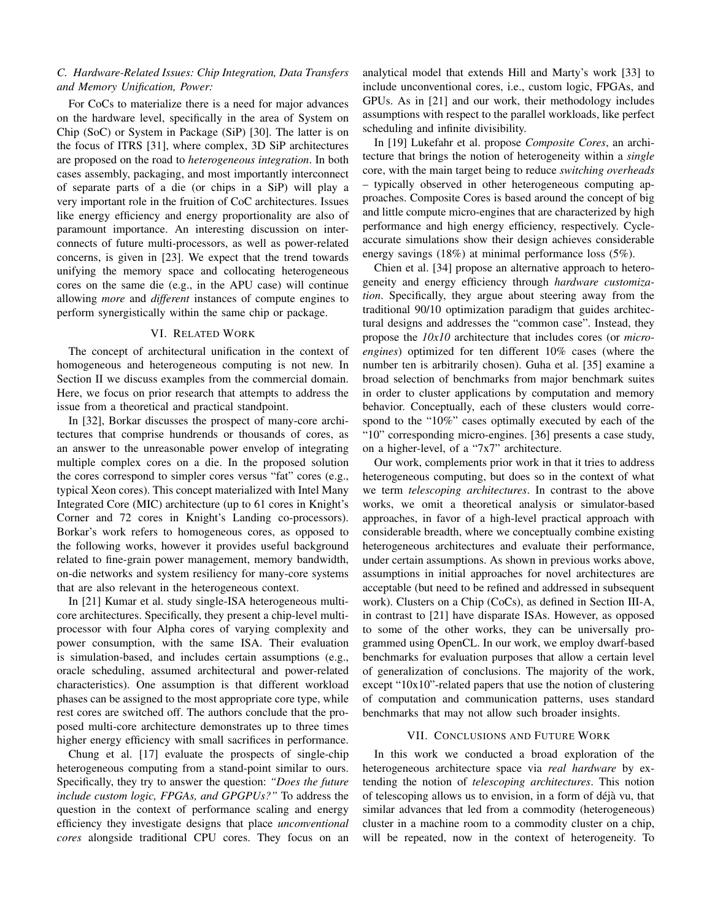### C. Hardware-Related Issues: Chip Integration, Data Transfers and Memory Unification, Power:

For CoCs to materialize there is a need for major advances on the hardware level, specifically in the area of System on Chip (SoC) or System in Package (SiP) [30]. The latter is on the focus of ITRS [31], where complex, 3D SiP architectures are proposed on the road to *heterogeneous integration*. In both cases assembly, packaging, and most importantly interconnect of separate parts of a die (or chips in a SiP) will play a very important role in the fruition of CoC architectures. Issues like energy efficiency and energy proportionality are also of paramount importance. An interesting discussion on interconnects of future multi-processors, as well as power-related concerns, is given in [23]. We expect that the trend towards unifying the memory space and collocating heterogeneous cores on the same die (e.g., in the APU case) will continue allowing *more* and *different* instances of compute engines to perform synergistically within the same chip or package.

## VI. Related Work

The concept of architectural unification in the context of homogeneous and heterogeneous computing is not new. In Section II we discuss examples from the commercial domain. Here, we focus on prior research that attempts to address the issue from a theoretical and practical standpoint.

In [32], Borkar discusses the prospect of many-core architectures that comprise hundrends or thousands of cores, as an answer to the unreasonable power envelop of integrating multiple complex cores on a die. In the proposed solution the cores correspond to simpler cores versus "fat" cores (e.g., typical Xeon cores). This concept materialized with Intel Many Integrated Core (MIC) architecture (up to 61 cores in Knight's Corner and 72 cores in Knight's Landing co-processors). Borkar's work refers to homogeneous cores, as opposed to the following works, however it provides useful background related to fine-grain power management, memory bandwidth, on-die networks and system resiliency for many-core systems that are also relevant in the heterogeneous context.

In [21] Kumar et al. study single-ISA heterogeneous multi-core architectures. Specifically, they present a chip-level multi-processor with four Alpha cores of varying complexity and power consumption, with the same ISA. Their evaluation is simulation-based, and includes certain assumptions (e.g., oracle scheduling, assumed architectural and power-related characteristics). One assumption is that different workload phases can be assigned to the most appropriate core type, while rest cores are switched off. The authors conclude that the proposed multi-core architecture demonstrates up to three times higher energy efficiency with small sacrifices in performance.

Chung et al. [17] evaluate the prospects of single-chip heterogeneous computing from a stand-point similar to ours. Specifically, they try to answer the question: *"Does the future include custom logic, FPGAs, and GPGPUs?"* To address the question in the context of performance scaling and energy efficiency they investigate designs that place *unconventional cores* alongside traditional CPU cores. They focus on an analytical model that extends Hill and Marty's work [33] to include unconventional cores, i.e., custom logic, FPGAs, and GPUs. As in [21] and our work, their methodology includes assumptions with respect to the parallel workloads, like perfect scheduling and infinite divisibility.

In [19] Lukefahr et al. propose *Composite Cores*, an architecture that brings the notion of heterogeneity within a *single* core, with the main target being to reduce *switching overheads* – typically observed in other heterogeneous computing approaches. Composite Cores is based around the concept of big and little compute micro-engines that are characterized by high performance and high energy efficiency, respectively. Cycle-accurate simulations show their design achieves considerable energy savings (18%) at minimal performance loss (5%).

Chien et al. [34] propose an alternative approach to heterogeneity and energy efficiency through *hardware customization*. Specifically, they argue about steering away from the traditional 90/10 optimization paradigm that guides architectural designs and addresses the "common case". Instead, they propose the *10x10* architecture that includes cores (or *micro-engines*) optimized for ten different 10% cases (where the number ten is arbitrarily chosen). Guha et al. [35] examine a broad selection of benchmarks from major benchmark suites in order to cluster applications by computation and memory behavior. Conceptually, each of these clusters would correspond to the "10%" cases optimally executed by each of the "10" corresponding micro-engines. [36] presents a case study, on a higher-level, of a "7x7" architecture.

Our work, complements prior work in that it tries to address heterogeneous computing, but does so in the context of what we term *telescoping architectures*. In contrast to the above works, we omit a theoretical analysis or simulator-based approaches, in favor of a high-level practical approach with considerable breadth, where we conceptually combine existing heterogeneous architectures and evaluate their performance, under certain assumptions. As shown in previous works above, assumptions in initial approaches for novel architectures are acceptable (but need to be refined and addressed in subsequent work). Clusters on a Chip (CoCs), as defined in Section III-A, in contrast to [21] have disparate ISAs. However, as opposed to some of the other works, they can be universally programmed using OpenCL. In our work, we employ dwarf-based benchmarks for evaluation purposes that allow a certain level of generalization of conclusions. The majority of the work, except "10x10"-related papers that use the notion of clustering of computation and communication patterns, uses standard benchmarks that may not allow such broader insights.

## VII. Conclusions and Future Work

In this work we conducted a broad exploration of the heterogeneous architecture space via *real hardware* by extending the notion of *telescoping architectures*. This notion of telescoping allows us to envision, in a form of déjà vu, that similar advances that led from a commodity (heterogeneous) cluster in a machine room to a commodity cluster on a chip, will be repeated, now in the context of heterogeneity. To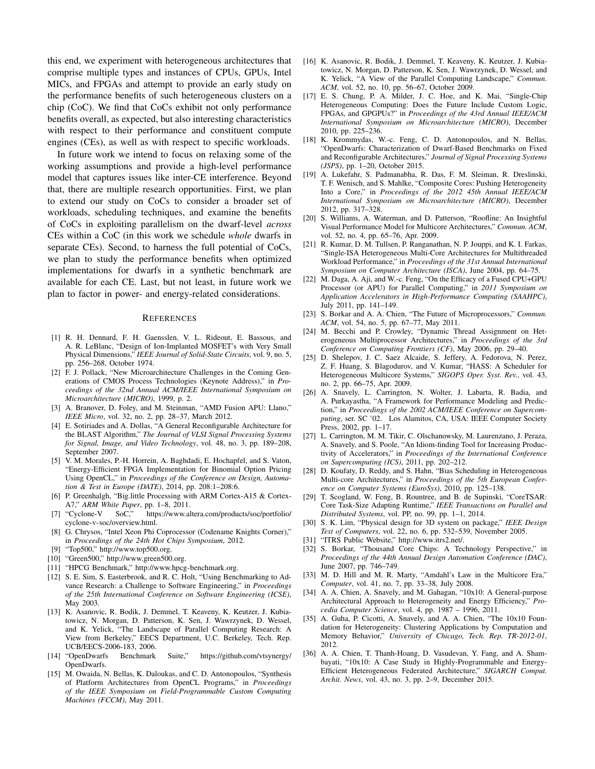this end, we experiment with heterogeneous architectures that comprise multiple types and instances of CPUs, GPUs, Intel MICs, and FPGAs and attempt to provide an early study on the performance benefits of such heterogeneous clusters on a chip (CoC). We find that CoCs exhibit not only performance benefits overall, as expected, but also interesting characteristics with respect to their performance and constituent compute engines (CEs), as well as with respect to specific workloads.

In future work we intend to focus on relaxing some of the working assumptions and provide a high-level performance model that captures issues like inter-CE interference. Beyond that, there are multiple research opportunities. First, we plan to extend our study on CoCs to consider a broader set of workloads, scheduling techniques, and examine the benefits of CoCs in exploiting parallelism on the dwarf-level *across* CEs within a CoC (in this work we schedule *whole* dwarfs in separate CEs). Second, to harness the full potential of CoCs, we plan to study the performance benefits when optimized implementations for dwarfs in a synthetic benchmark are available for each CE. Last, but not least, in future work we plan to factor in power- and energy-related considerations.

## References

[1] R. H. Dennard, F. H. Gaensslen, V. L. Rideout, E. Bassous, and A. R. LeBlanc, "Design of Ion-Implanted MOSFET's with Very Small Physical Dimensions," *IEEE Journal of Solid-State Circuits*, vol. 9, no. 5, pp. 256–268, October 1974.

[2] F. J. Pollack, "New Microarchitecture Challenges in the Coming Generations of CMOS Process Technologies (Keynote Address)," in *Proceedings of the 32nd Annual ACM/IEEE International Symposium on Microarchitecture (MICRO)*, 1999, p. 2.

[3] A. Branover, D. Foley, and M. Steinman, "AMD Fusion APU: Llano," *IEEE Micro*, vol. 32, no. 2, pp. 28–37, March 2012.

[4] E. Sotiriades and A. Dollas, "A General Reconfigurable Architecture for the BLAST Algorithm," *The Journal of VLSI Signal Processing Systems for Signal, Image, and Video Technology*, vol. 48, no. 3, pp. 189–208, September 2007.

[5] V. M. Morales, P.-H. Horrein, A. Baghdadi, E. Hochapfel, and S. Vaton, "Energy-Efficient FPGA Implementation for Binomial Option Pricing Using OpenCL," in *Proceedings of the Conference on Design, Automation & Test in Europe (DATE)*, 2014, pp. 208:1–208:6.

[6] P. Greenhalgh, "Big.little Processing with ARM Cortex-A15 & Cortex-A7," *ARM White Paper*, pp. 1–8, 2011.

[7] "Cyclone-V SoC," https://www.altera.com/products/soc/portfolio/cyclone-v-soc/overview.html.

[8] G. Chrysos, "Intel Xeon Phi Coprocessor (Codename Knights Corner)," in *Proceedings of the 24th Hot Chips Symposium*, 2012.

[9] "Top500," http://www.top500.org.

[10] "Green500," http://www.green500.org.

[11] "HPCG Benchmark," http://www.hpcg-benchmark.org.

[12] S. E. Sim, S. Easterbrook, and R. C. Holt, "Using Benchmarking to Advance Research: a Challenge to Software Engineering," in *Proceedings of the 25th International Conference on Software Engineering (ICSE)*, May 2003.

[13] K. Asanovic, R. Bodik, J. Demmel, T. Keaveny, K. Keutzer, J. Kubiatowicz, N. Morgan, D. Patterson, K. Sen, J. Wawrzynek, D. Wessel, and K. Yelick, "The Landscape of Parallel Computing Research: A View from Berkeley," EECS Department, U.C. Berkeley, Tech. Rep. UCB/EECS-2006-183, 2006.

[14] "OpenDwarfs Benchmark Suite," https://github.com/vtsynergy/OpenDwarfs.

[15] M. Owaida, N. Bellas, K. Daloukas, and C. D. Antonopoulos, "Synthesis of Platform Architectures from OpenCL Programs," in *Proceedings of the IEEE Symposium on Field-Programmable Custom Computing Machines (FCCM)*, May 2011.

[16] K. Asanovic, R. Bodik, J. Demmel, T. Keaveny, K. Keutzer, J. Kubiatowicz, N. Morgan, D. Patterson, K. Sen, J. Wawrzynek, D. Wessel, and K. Yelick, "A View of the Parallel Computing Landscape," *Commun. ACM*, vol. 52, no. 10, pp. 56–67, October 2009.

[17] E. S. Chung, P. A. Milder, J. C. Hoe, and K. Mai, "Single-Chip Heterogeneous Computing: Does the Future Include Custom Logic, FPGAs, and GPGPUs?" in *Proceedings of the 43rd Annual IEEE/ACM International Symposium on Microarchitecture (MICRO)*, December 2010, pp. 225–236.

[18] K. Krommydas, W.-c. Feng, C. D. Antonopoulos, and N. Bellas, "OpenDwarfs: Characterization of Dwarf-Based Benchmarks on Fixed and Reconfigurable Architectures," *Journal of Signal Processing Systems (JSPS)*, pp. 1–20, October 2015.

[19] A. Lukefahr, S. Padmanabha, R. Das, F. M. Sleiman, R. Dreslinski, T. F. Wenisch, and S. Mahlke, "Composite Cores: Pushing Heterogeneity Into a Core," in *Proceedings of the 2012 45th Annual IEEE/ACM International Symposium on Microarchitecture (MICRO)*, December 2012, pp. 317–328.

[20] S. Williams, A. Waterman, and D. Patterson, "Roofline: An Insightful Visual Performance Model for Multicore Architectures," *Commun. ACM*, vol. 52, no. 4, pp. 65–76, Apr. 2009.

[21] R. Kumar, D. M. Tullsen, P. Ranganathan, N. P. Jouppi, and K. I. Farkas, "Single-ISA Heterogeneous Multi-Core Architectures for Multithreaded Workload Performance," in *Proceedings of the 31st Annual International Symposium on Computer Architecture (ISCA)*, June 2004, pp. 64–75.

[22] M. Daga, A. Aji, and W.-c. Feng, "On the Efficacy of a Fused CPU+GPU Processor (or APU) for Parallel Computing," in *2011 Symposium on Application Accelerators in High-Performance Computing (SAAHPC)*, July 2011, pp. 141–149.

[23] S. Borkar and A. A. Chien, "The Future of Microprocessors," *Commun. ACM*, vol. 54, no. 5, pp. 67–77, May 2011.

[24] M. Becchi and P. Crowley, "Dynamic Thread Assignment on Heterogeneous Multiprocessor Architectures," in *Proceedings of the 3rd Conference on Computing Frontiers (CF)*, May 2006, pp. 29–40.

[25] D. Shelepov, J. C. Saez Alcaide, S. Jeffery, A. Fedorova, N. Perez, Z. F. Huang, S. Blagodurov, and V. Kumar, "HASS: A Scheduler for Heterogeneous Multicore Systems," *SIGOPS Oper. Syst. Rev.*, vol. 43, no. 2, pp. 66–75, Apr. 2009.

[26] A. Snavely, L. Carrington, N. Wolter, J. Labarta, R. Badia, and A. Purkayastha, "A Framework for Performance Modeling and Prediction," in *Proceedings of the 2002 ACM/IEEE Conference on Supercomputing*, ser. SC '02. Los Alamitos, CA, USA: IEEE Computer Society Press, 2002, pp. 1–17.

[27] L. Carrington, M. M. Tikir, C. Olschanowsky, M. Laurenzano, J. Peraza, A. Snavely, and S. Poole, "An Idiom-finding Tool for Increasing Productivity of Accelerators," in *Proceedings of the International Conference on Supercomputing (ICS)*, 2011, pp. 202–212.

[28] D. Koufaty, D. Reddy, and S. Hahn, "Bias Scheduling in Heterogeneous Multi-core Architectures," in *Proceedings of the 5th European Conference on Computer Systems (EuroSys)*, 2010, pp. 125–138.

[29] T. Scogland, W. Feng, B. Rountree, and B. de Supinski, "CoreTSAR: Core Task-Size Adapting Runtime," *IEEE Transactions on Parallel and Distributed Systems*, vol. PP, no. 99, pp. 1–1, 2014.

[30] S. K. Lim, "Physical design for 3D system on package," *IEEE Design Test of Computers*, vol. 22, no. 6, pp. 532–539, November 2005.

[31] "ITRS Public Website," http://www.itrs2.net/.

[32] S. Borkar, "Thousand Core Chips: A Technology Perspective," in *Proceedings of the 44th Annual Design Automation Conference (DAC)*, June 2007, pp. 746–749.

[33] M. D. Hill and M. R. Marty, "Amdahl's Law in the Multicore Era," *Computer*, vol. 41, no. 7, pp. 33–38, July 2008.

[34] A. A. Chien, A. Snavely, and M. Gahagan, "10x10: A General-purpose Architectural Approach to Heterogeneity and Energy Efficiency," *Procedia Computer Science*, vol. 4, pp. 1987 – 1996, 2011.

[35] A. Guha, P. Cicotti, A. Snavely, and A. A. Chien, "The 10x10 Foundation for Heterogeneity: Clustering Applications by Computation and Memory Behavior," *University of Chicago, Tech. Rep. TR-2012-01*, 2012.

[36] A. A. Chien, T. Thanh-Hoang, D. Vasudevan, Y. Fang, and A. Shambayati, "10x10: A Case Study in Highly-Programmable and Energy-Efficient Heterogeneous Federated Architecture," *SIGARCH Comput. Archit. News*, vol. 43, no. 3, pp. 2–9, December 2015.